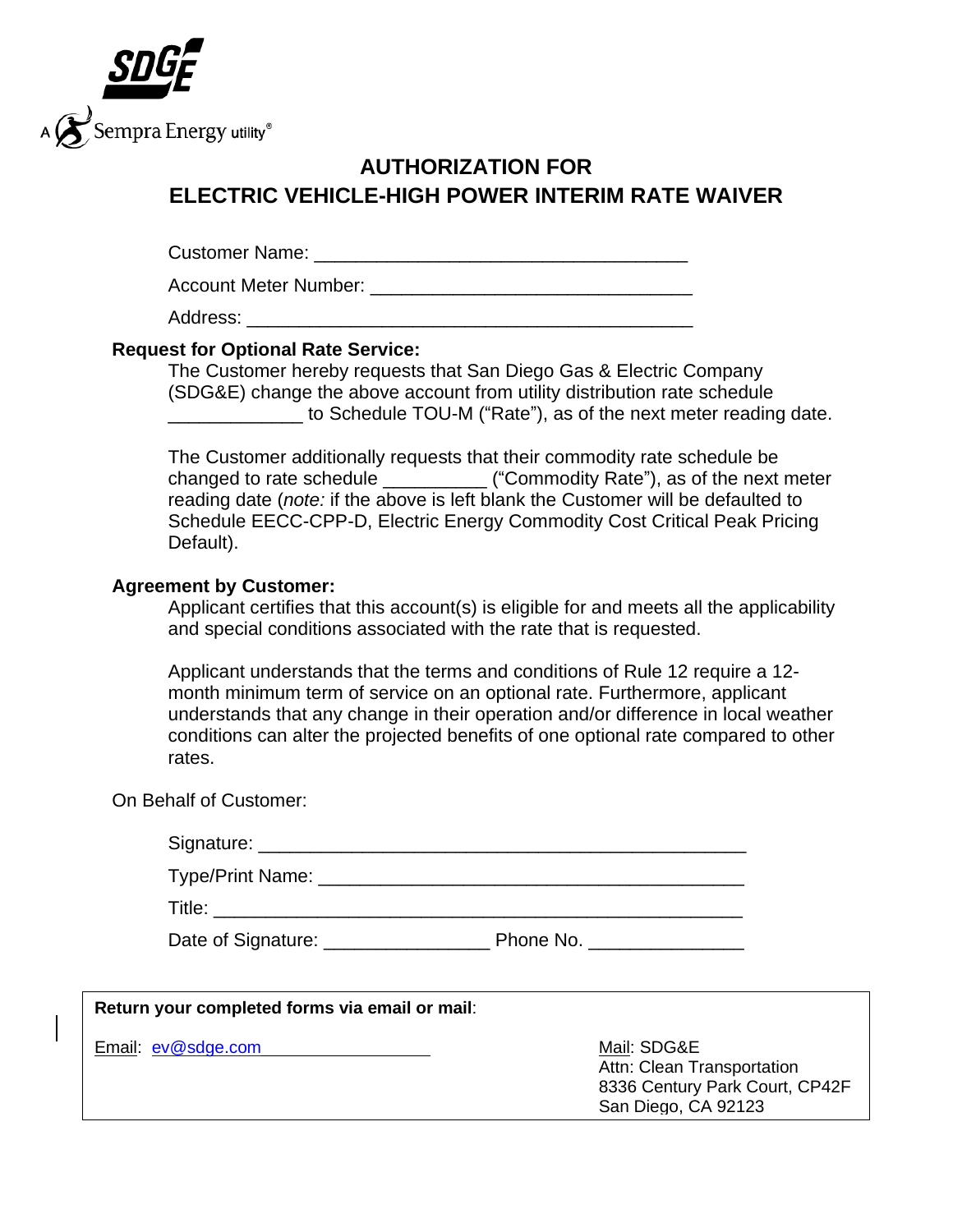SDGE

A Sempra Energy utility®

# AUTHORIZATION FOR ELECTRIC VEHICLE-HIGH POWER INTERIM RATE WAIVER

Customer Name: ___________________________________

Account Meter Number: ______________________________

Address: __________________________________________

**Request for Optional Rate Service:**

The Customer hereby requests that San Diego Gas & Electric Company (SDG&E) change the above account from utility distribution rate schedule _____________ to Schedule TOU-M ("Rate"), as of the next meter reading date.

The Customer additionally requests that their commodity rate schedule be changed to rate schedule __________ ("Commodity Rate"), as of the next meter reading date (*note:* if the above is left blank the Customer will be defaulted to Schedule EECC-CPP-D, Electric Energy Commodity Cost Critical Peak Pricing Default).

**Agreement by Customer:**

Applicant certifies that this account(s) is eligible for and meets all the applicability and special conditions associated with the rate that is requested.

Applicant understands that the terms and conditions of Rule 12 require a 12-month minimum term of service on an optional rate. Furthermore, applicant understands that any change in their operation and/or difference in local weather conditions can alter the projected benefits of one optional rate compared to other rates.

On Behalf of Customer:

Signature: _____________________________________________

Type/Print Name: ________________________________________

Title: _________________________________________________

Date of Signature: _______________ Phone No. ______________

**Return your completed forms via email or mail**:

Email: ev@sdge.com

Mail: SDG&E
Attn: Clean Transportation
8336 Century Park Court, CP42F
San Diego, CA 92123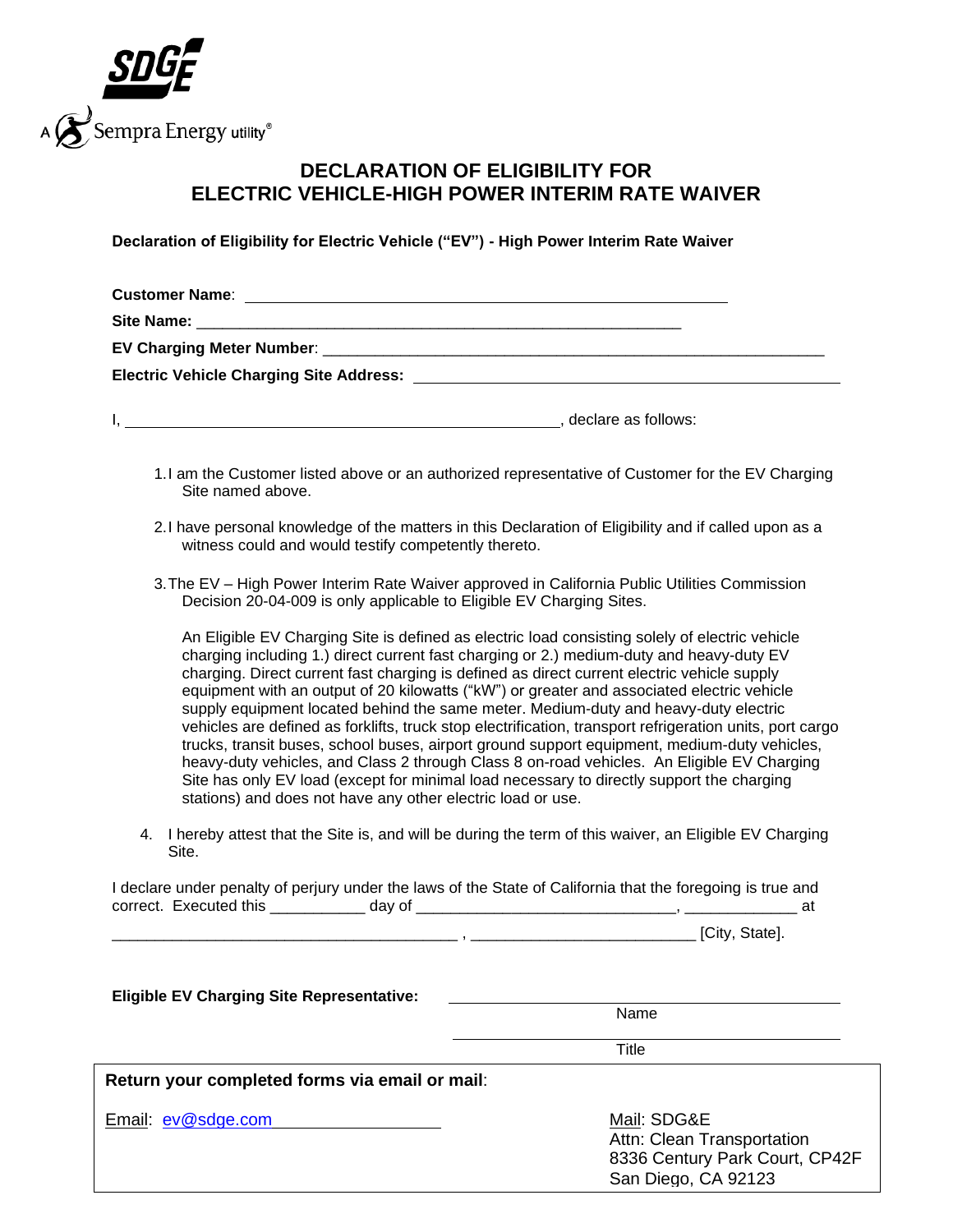SDGE

A Sempra Energy utility®

# DECLARATION OF ELIGIBILITY FOR ELECTRIC VEHICLE-HIGH POWER INTERIM RATE WAIVER

**Declaration of Eligibility for Electric Vehicle ("EV") - High Power Interim Rate Waiver**

**Customer Name**: ____________________________________________

**Site Name:** ____________________________________________

**EV Charging Meter Number**: ____________________________________________

**Electric Vehicle Charging Site Address:** ____________________________________________

I, ____________________________________________, declare as follows:

1. I am the Customer listed above or an authorized representative of Customer for the EV Charging Site named above.

2. I have personal knowledge of the matters in this Declaration of Eligibility and if called upon as a witness could and would testify competently thereto.

3. The EV – High Power Interim Rate Waiver approved in California Public Utilities Commission Decision 20-04-009 is only applicable to Eligible EV Charging Sites.

   An Eligible EV Charging Site is defined as electric load consisting solely of electric vehicle charging including 1.) direct current fast charging or 2.) medium-duty and heavy-duty EV charging. Direct current fast charging is defined as direct current electric vehicle supply equipment with an output of 20 kilowatts ("kW") or greater and associated electric vehicle supply equipment located behind the same meter. Medium-duty and heavy-duty electric vehicles are defined as forklifts, truck stop electrification, transport refrigeration units, port cargo trucks, transit buses, school buses, airport ground support equipment, medium-duty vehicles, heavy-duty vehicles, and Class 2 through Class 8 on-road vehicles. An Eligible EV Charging Site has only EV load (except for minimal load necessary to directly support the charging stations) and does not have any other electric load or use.

4. I hereby attest that the Site is, and will be during the term of this waiver, an Eligible EV Charging Site.

I declare under penalty of perjury under the laws of the State of California that the foregoing is true and correct. Executed this ___________ day of ______________________________, _____________ at ________________________________________ , _________________________ [City, State].

**Eligible EV Charging Site Representative:** ____________________________________________

Name

____________________________________________

Title

**Return your completed forms via email or mail**:

Email: ev@sdge.com

Mail: SDG&E
Attn: Clean Transportation
8336 Century Park Court, CP42F
San Diego, CA 92123